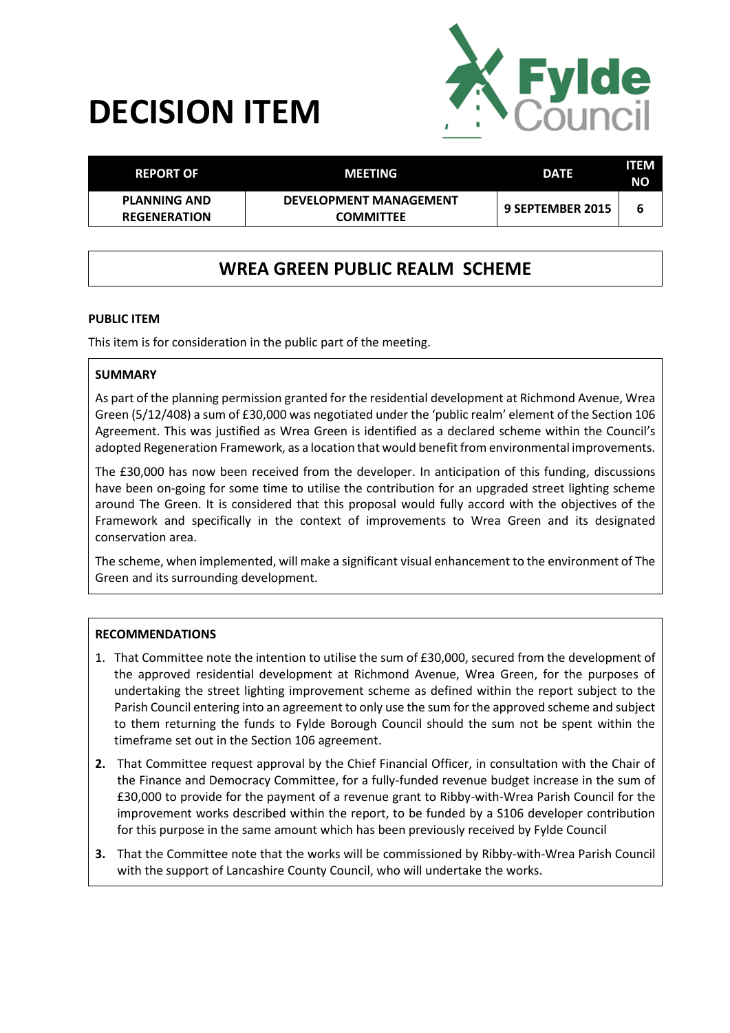# DECISION ITEM

| REPORT OF | MEETING | DATE | ITEM NO |
|---|---|---|---|
| PLANNING AND REGENERATION | DEVELOPMENT MANAGEMENT COMMITTEE | 9 SEPTEMBER 2015 | 6 |

## WREA GREEN PUBLIC REALM SCHEME

**PUBLIC ITEM**

This item is for consideration in the public part of the meeting.

**SUMMARY**

As part of the planning permission granted for the residential development at Richmond Avenue, Wrea Green (5/12/408) a sum of £30,000 was negotiated under the 'public realm' element of the Section 106 Agreement. This was justified as Wrea Green is identified as a declared scheme within the Council's adopted Regeneration Framework, as a location that would benefit from environmental improvements.

The £30,000 has now been received from the developer. In anticipation of this funding, discussions have been on-going for some time to utilise the contribution for an upgraded street lighting scheme around The Green. It is considered that this proposal would fully accord with the objectives of the Framework and specifically in the context of improvements to Wrea Green and its designated conservation area.

The scheme, when implemented, will make a significant visual enhancement to the environment of The Green and its surrounding development.

**RECOMMENDATIONS**

1. That Committee note the intention to utilise the sum of £30,000, secured from the development of the approved residential development at Richmond Avenue, Wrea Green, for the purposes of undertaking the street lighting improvement scheme as defined within the report subject to the Parish Council entering into an agreement to only use the sum for the approved scheme and subject to them returning the funds to Fylde Borough Council should the sum not be spent within the timeframe set out in the Section 106 agreement.
2. That Committee request approval by the Chief Financial Officer, in consultation with the Chair of the Finance and Democracy Committee, for a fully-funded revenue budget increase in the sum of £30,000 to provide for the payment of a revenue grant to Ribby-with-Wrea Parish Council for the improvement works described within the report, to be funded by a S106 developer contribution for this purpose in the same amount which has been previously received by Fylde Council
3. That the Committee note that the works will be commissioned by Ribby-with-Wrea Parish Council with the support of Lancashire County Council, who will undertake the works.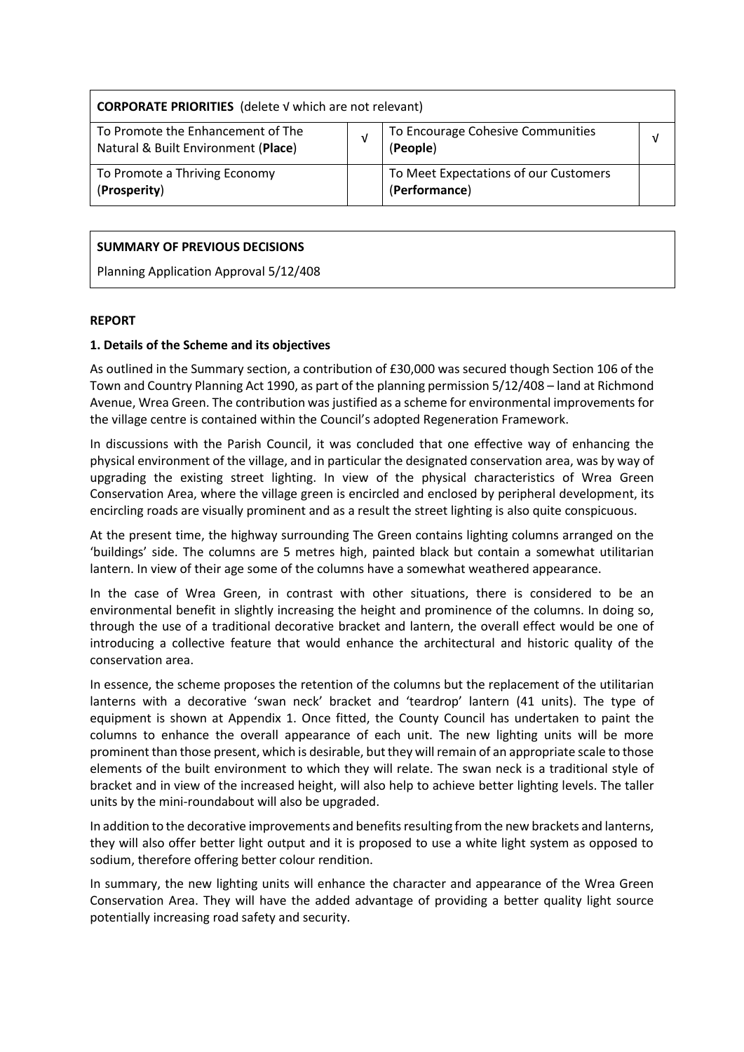| **CORPORATE PRIORITIES** (delete √ which are not relevant) | | | |
|---|---|---|---|
| To Promote the Enhancement of The Natural & Built Environment (**Place**) | √ | To Encourage Cohesive Communities (**People**) | √ |
| To Promote a Thriving Economy (**Prosperity**) | | To Meet Expectations of our Customers (**Performance**) | |

| **SUMMARY OF PREVIOUS DECISIONS** |
|---|
| Planning Application Approval 5/12/408 |

**REPORT**

**1. Details of the Scheme and its objectives**

As outlined in the Summary section, a contribution of £30,000 was secured though Section 106 of the Town and Country Planning Act 1990, as part of the planning permission 5/12/408 – land at Richmond Avenue, Wrea Green. The contribution was justified as a scheme for environmental improvements for the village centre is contained within the Council's adopted Regeneration Framework.

In discussions with the Parish Council, it was concluded that one effective way of enhancing the physical environment of the village, and in particular the designated conservation area, was by way of upgrading the existing street lighting. In view of the physical characteristics of Wrea Green Conservation Area, where the village green is encircled and enclosed by peripheral development, its encircling roads are visually prominent and as a result the street lighting is also quite conspicuous.

At the present time, the highway surrounding The Green contains lighting columns arranged on the 'buildings' side. The columns are 5 metres high, painted black but contain a somewhat utilitarian lantern. In view of their age some of the columns have a somewhat weathered appearance.

In the case of Wrea Green, in contrast with other situations, there is considered to be an environmental benefit in slightly increasing the height and prominence of the columns. In doing so, through the use of a traditional decorative bracket and lantern, the overall effect would be one of introducing a collective feature that would enhance the architectural and historic quality of the conservation area.

In essence, the scheme proposes the retention of the columns but the replacement of the utilitarian lanterns with a decorative 'swan neck' bracket and 'teardrop' lantern (41 units). The type of equipment is shown at Appendix 1. Once fitted, the County Council has undertaken to paint the columns to enhance the overall appearance of each unit. The new lighting units will be more prominent than those present, which is desirable, but they will remain of an appropriate scale to those elements of the built environment to which they will relate. The swan neck is a traditional style of bracket and in view of the increased height, will also help to achieve better lighting levels. The taller units by the mini-roundabout will also be upgraded.

In addition to the decorative improvements and benefits resulting from the new brackets and lanterns, they will also offer better light output and it is proposed to use a white light system as opposed to sodium, therefore offering better colour rendition.

In summary, the new lighting units will enhance the character and appearance of the Wrea Green Conservation Area. They will have the added advantage of providing a better quality light source potentially increasing road safety and security.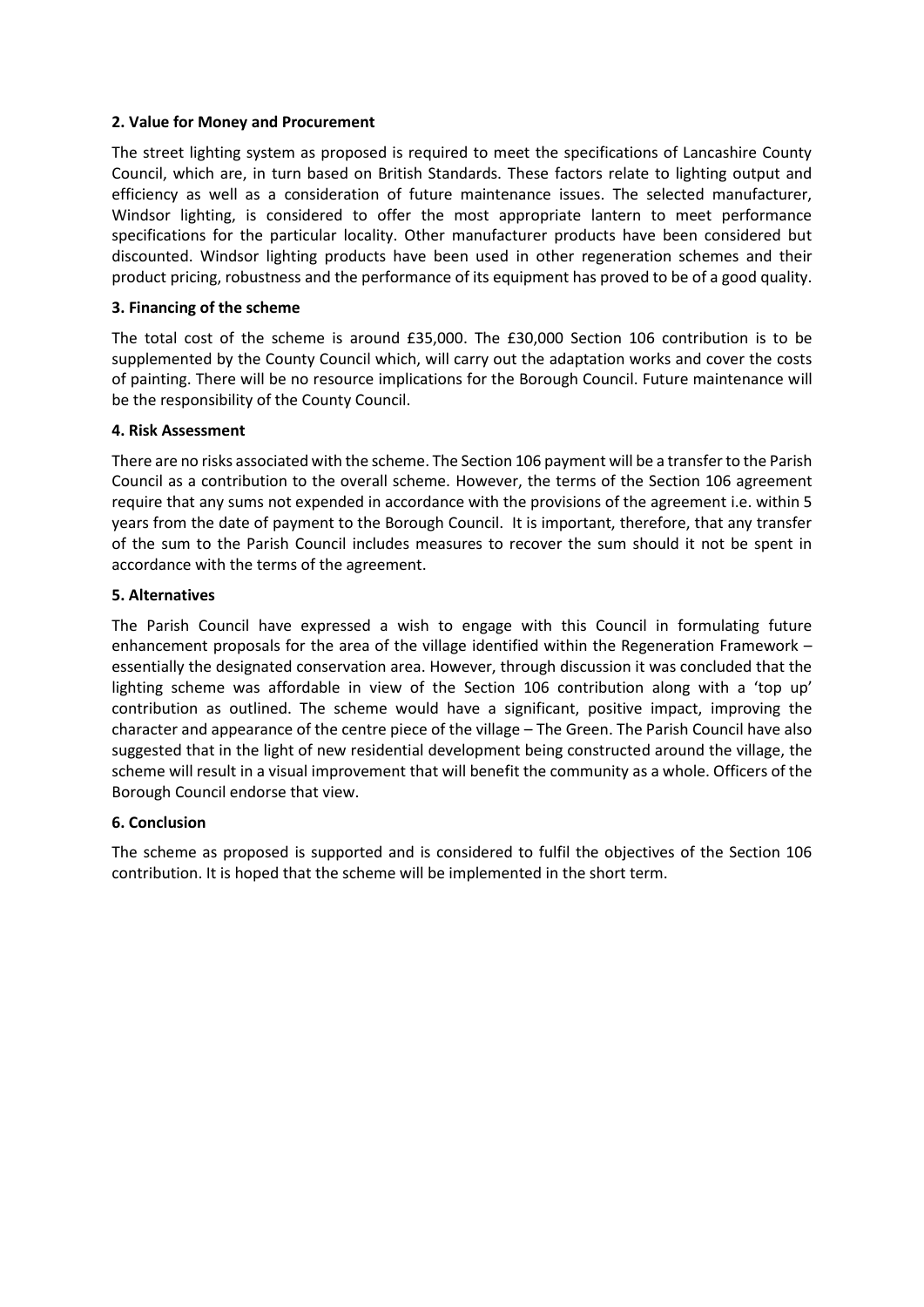**2. Value for Money and Procurement**

The street lighting system as proposed is required to meet the specifications of Lancashire County Council, which are, in turn based on British Standards. These factors relate to lighting output and efficiency as well as a consideration of future maintenance issues. The selected manufacturer, Windsor lighting, is considered to offer the most appropriate lantern to meet performance specifications for the particular locality. Other manufacturer products have been considered but discounted. Windsor lighting products have been used in other regeneration schemes and their product pricing, robustness and the performance of its equipment has proved to be of a good quality.

**3. Financing of the scheme**

The total cost of the scheme is around £35,000. The £30,000 Section 106 contribution is to be supplemented by the County Council which, will carry out the adaptation works and cover the costs of painting. There will be no resource implications for the Borough Council. Future maintenance will be the responsibility of the County Council.

**4. Risk Assessment**

There are no risks associated with the scheme. The Section 106 payment will be a transfer to the Parish Council as a contribution to the overall scheme. However, the terms of the Section 106 agreement require that any sums not expended in accordance with the provisions of the agreement i.e. within 5 years from the date of payment to the Borough Council. It is important, therefore, that any transfer of the sum to the Parish Council includes measures to recover the sum should it not be spent in accordance with the terms of the agreement.

**5. Alternatives**

The Parish Council have expressed a wish to engage with this Council in formulating future enhancement proposals for the area of the village identified within the Regeneration Framework – essentially the designated conservation area. However, through discussion it was concluded that the lighting scheme was affordable in view of the Section 106 contribution along with a 'top up' contribution as outlined. The scheme would have a significant, positive impact, improving the character and appearance of the centre piece of the village – The Green. The Parish Council have also suggested that in the light of new residential development being constructed around the village, the scheme will result in a visual improvement that will benefit the community as a whole. Officers of the Borough Council endorse that view.

**6. Conclusion**

The scheme as proposed is supported and is considered to fulfil the objectives of the Section 106 contribution. It is hoped that the scheme will be implemented in the short term.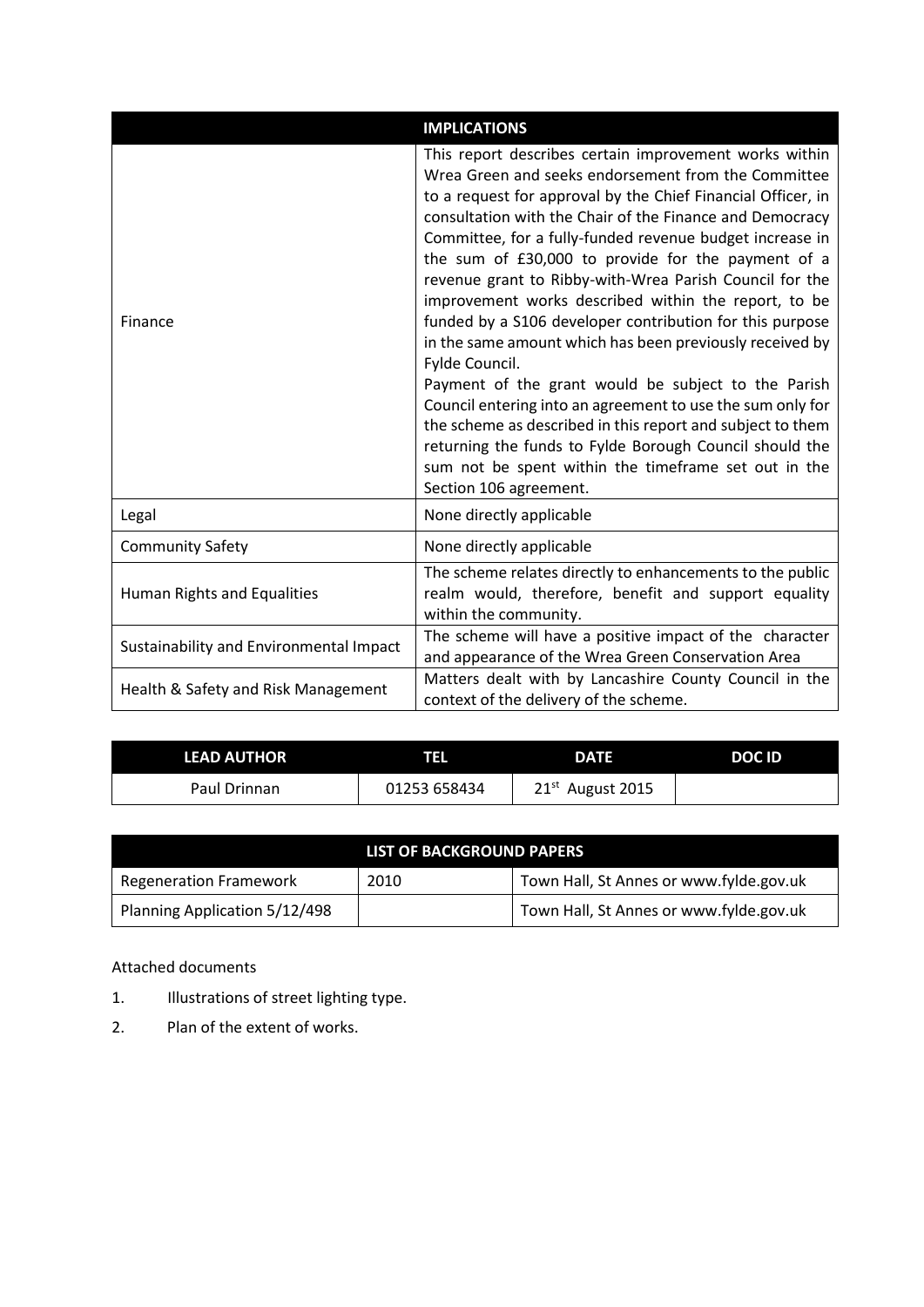| | IMPLICATIONS |
|---|---|
| Finance | This report describes certain improvement works within Wrea Green and seeks endorsement from the Committee to a request for approval by the Chief Financial Officer, in consultation with the Chair of the Finance and Democracy Committee, for a fully-funded revenue budget increase in the sum of £30,000 to provide for the payment of a revenue grant to Ribby-with-Wrea Parish Council for the improvement works described within the report, to be funded by a S106 developer contribution for this purpose in the same amount which has been previously received by Fylde Council. Payment of the grant would be subject to the Parish Council entering into an agreement to use the sum only for the scheme as described in this report and subject to them returning the funds to Fylde Borough Council should the sum not be spent within the timeframe set out in the Section 106 agreement. |
| Legal | None directly applicable |
| Community Safety | None directly applicable |
| Human Rights and Equalities | The scheme relates directly to enhancements to the public realm would, therefore, benefit and support equality within the community. |
| Sustainability and Environmental Impact | The scheme will have a positive impact of the character and appearance of the Wrea Green Conservation Area |
| Health & Safety and Risk Management | Matters dealt with by Lancashire County Council in the context of the delivery of the scheme. |

| LEAD AUTHOR | TEL | DATE | DOC ID |
|---|---|---|---|
| Paul Drinnan | 01253 658434 | 21st August 2015 | |

| LIST OF BACKGROUND PAPERS | | |
|---|---|---|
| Regeneration Framework | 2010 | Town Hall, St Annes or www.fylde.gov.uk |
| Planning Application 5/12/498 | | Town Hall, St Annes or www.fylde.gov.uk |

Attached documents

1. Illustrations of street lighting type.
2. Plan of the extent of works.